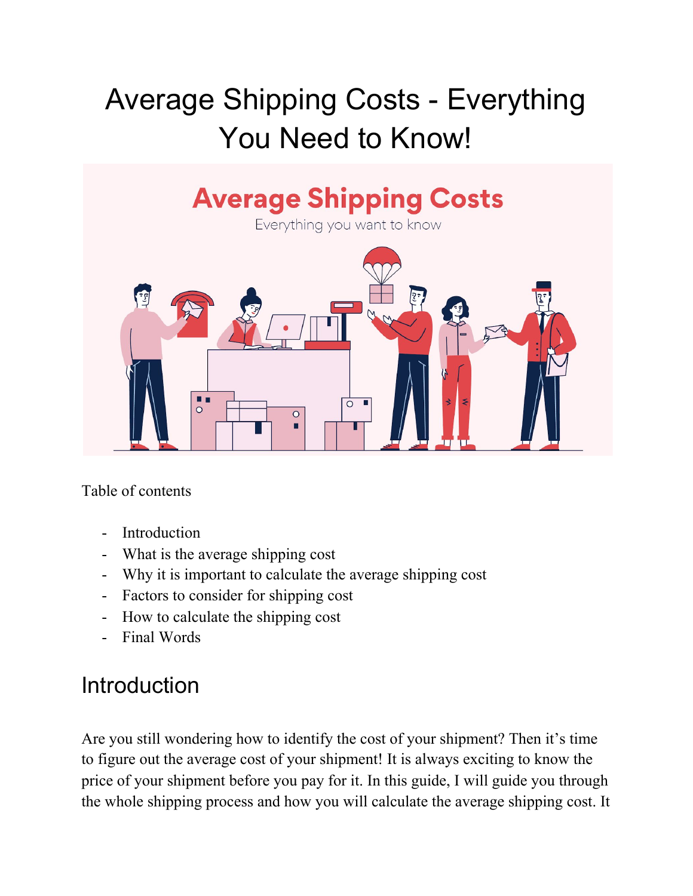# Average Shipping Costs - Everything You Need to Know!

Table of contents

- Introduction
- What is the average shipping cost
- Why it is important to calculate the average shipping cost
- Factors to consider for shipping cost
- How to calculate the shipping cost
- Final Words

## Introduction

Are you still wondering how to identify the cost of your shipment? Then it's time to figure out the average cost of your shipment! It is always exciting to know the price of your shipment before you pay for it. In this guide, I will guide you through the whole shipping process and how you will calculate the average shipping cost. It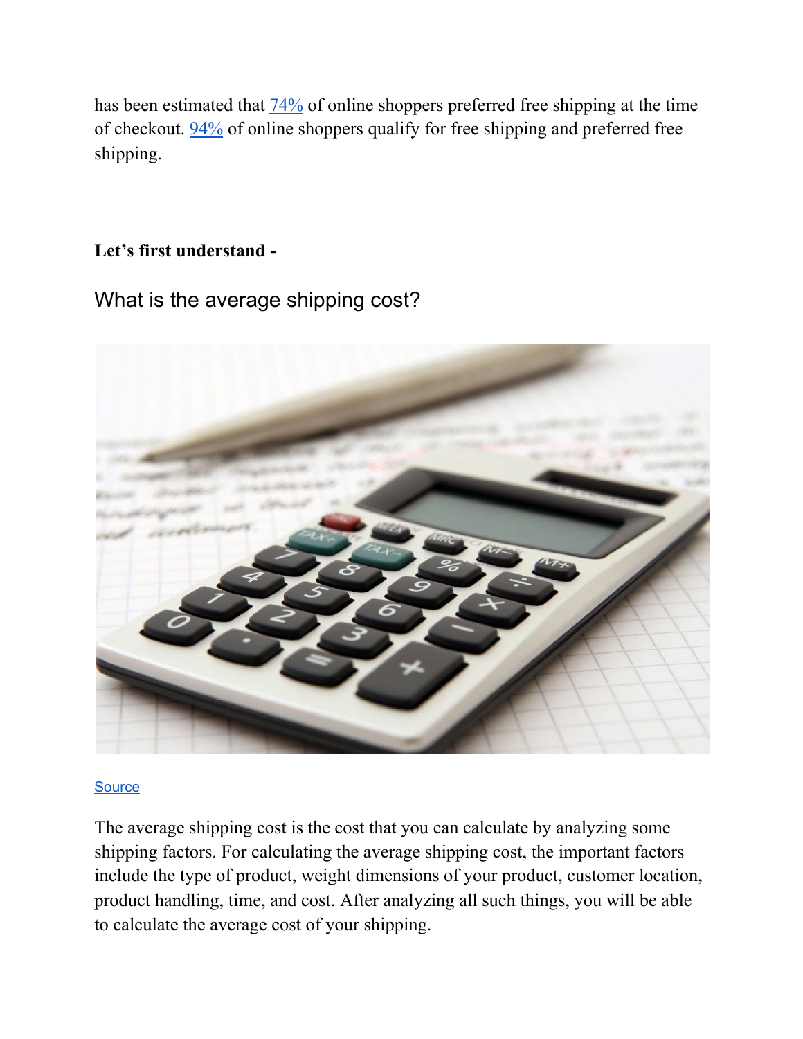has been estimated that [74%](#) of online shoppers preferred free shipping at the time of checkout. [94%](#) of online shoppers qualify for free shipping and preferred free shipping.

**Let's first understand -**

## What is the average shipping cost?

[Source](#)

The average shipping cost is the cost that you can calculate by analyzing some shipping factors. For calculating the average shipping cost, the important factors include the type of product, weight dimensions of your product, customer location, product handling, time, and cost. After analyzing all such things, you will be able to calculate the average cost of your shipping.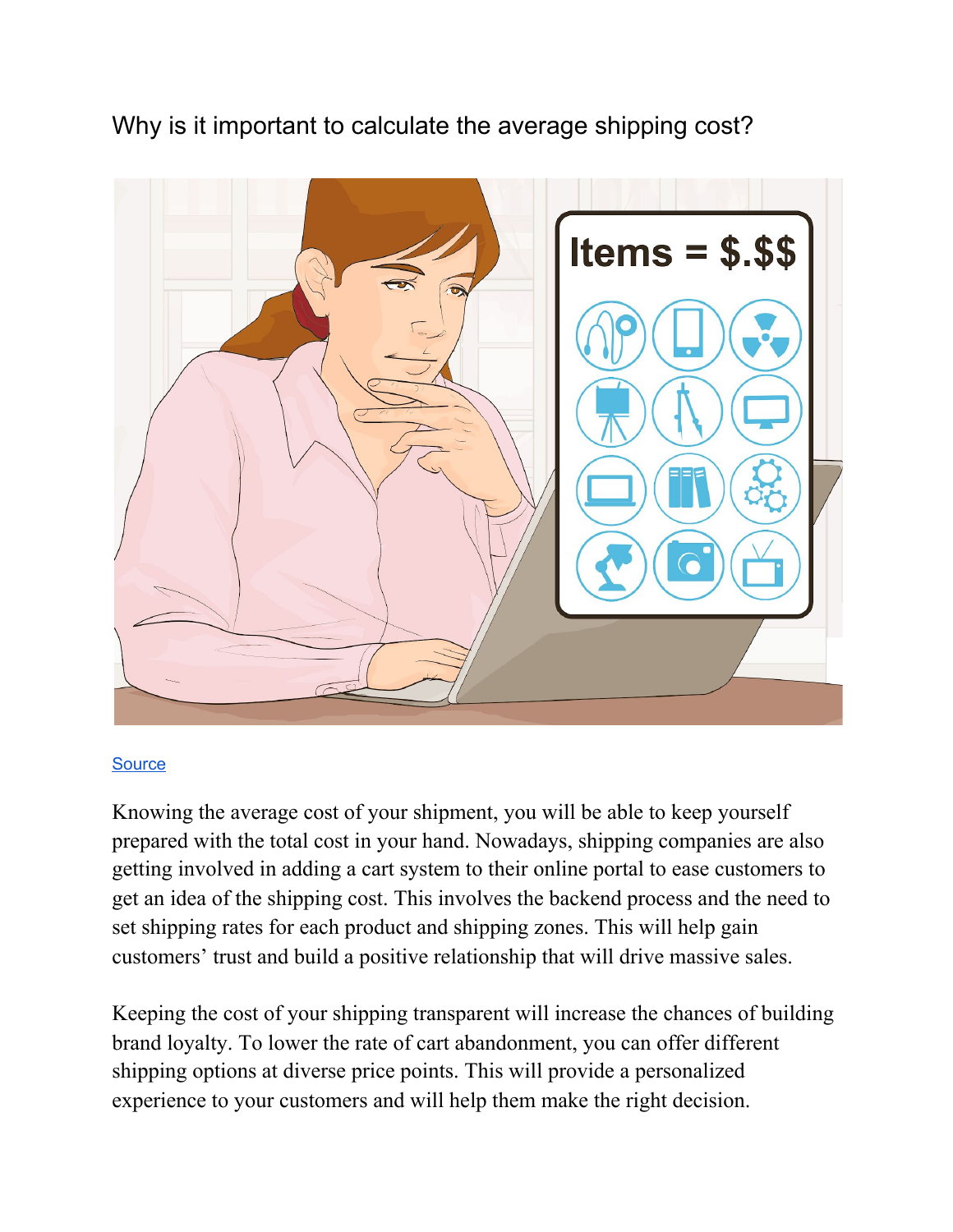## Why is it important to calculate the average shipping cost?

[Source](#)

Knowing the average cost of your shipment, you will be able to keep yourself prepared with the total cost in your hand. Nowadays, shipping companies are also getting involved in adding a cart system to their online portal to ease customers to get an idea of the shipping cost. This involves the backend process and the need to set shipping rates for each product and shipping zones. This will help gain customers' trust and build a positive relationship that will drive massive sales.

Keeping the cost of your shipping transparent will increase the chances of building brand loyalty. To lower the rate of cart abandonment, you can offer different shipping options at diverse price points. This will provide a personalized experience to your customers and will help them make the right decision.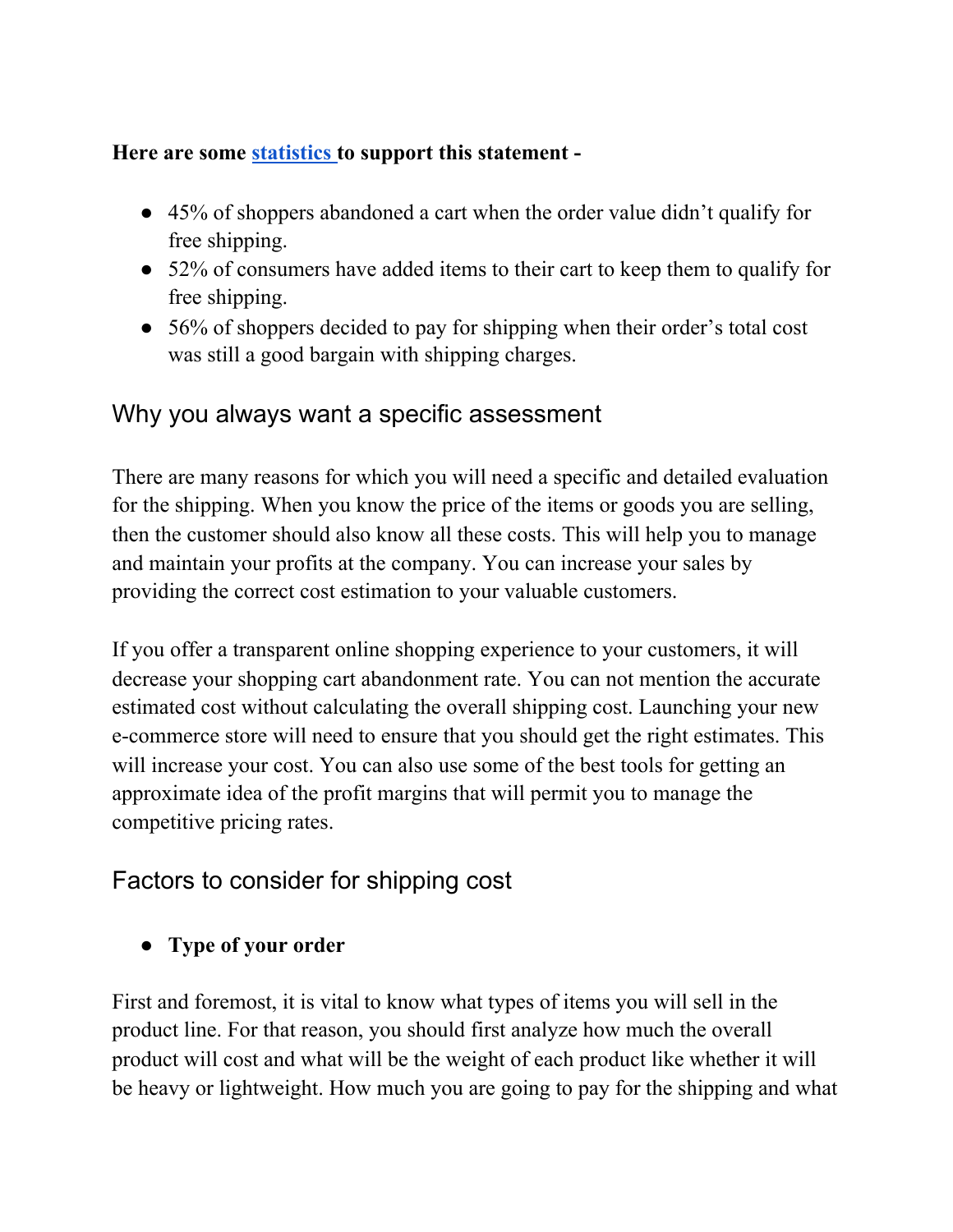**Here are some [statistics](#) to support this statement -**

- 45% of shoppers abandoned a cart when the order value didn't qualify for free shipping.
- 52% of consumers have added items to their cart to keep them to qualify for free shipping.
- 56% of shoppers decided to pay for shipping when their order's total cost was still a good bargain with shipping charges.

## Why you always want a specific assessment

There are many reasons for which you will need a specific and detailed evaluation for the shipping. When you know the price of the items or goods you are selling, then the customer should also know all these costs. This will help you to manage and maintain your profits at the company. You can increase your sales by providing the correct cost estimation to your valuable customers.

If you offer a transparent online shopping experience to your customers, it will decrease your shopping cart abandonment rate. You can not mention the accurate estimated cost without calculating the overall shipping cost. Launching your new e-commerce store will need to ensure that you should get the right estimates. This will increase your cost. You can also use some of the best tools for getting an approximate idea of the profit margins that will permit you to manage the competitive pricing rates.

## Factors to consider for shipping cost

- **Type of your order**

First and foremost, it is vital to know what types of items you will sell in the product line. For that reason, you should first analyze how much the overall product will cost and what will be the weight of each product like whether it will be heavy or lightweight. How much you are going to pay for the shipping and what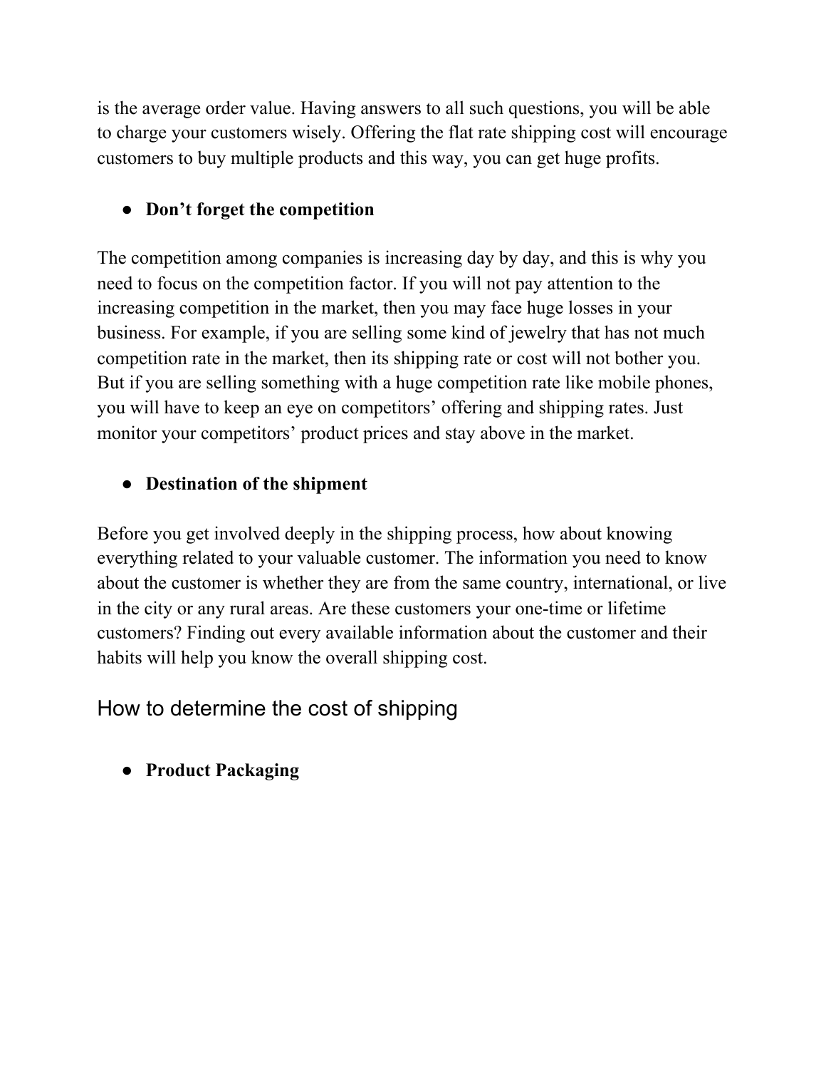is the average order value. Having answers to all such questions, you will be able to charge your customers wisely. Offering the flat rate shipping cost will encourage customers to buy multiple products and this way, you can get huge profits.

- **Don't forget the competition**

The competition among companies is increasing day by day, and this is why you need to focus on the competition factor. If you will not pay attention to the increasing competition in the market, then you may face huge losses in your business. For example, if you are selling some kind of jewelry that has not much competition rate in the market, then its shipping rate or cost will not bother you. But if you are selling something with a huge competition rate like mobile phones, you will have to keep an eye on competitors' offering and shipping rates. Just monitor your competitors' product prices and stay above in the market.

- **Destination of the shipment**

Before you get involved deeply in the shipping process, how about knowing everything related to your valuable customer. The information you need to know about the customer is whether they are from the same country, international, or live in the city or any rural areas. Are these customers your one-time or lifetime customers? Finding out every available information about the customer and their habits will help you know the overall shipping cost.

## How to determine the cost of shipping

- **Product Packaging**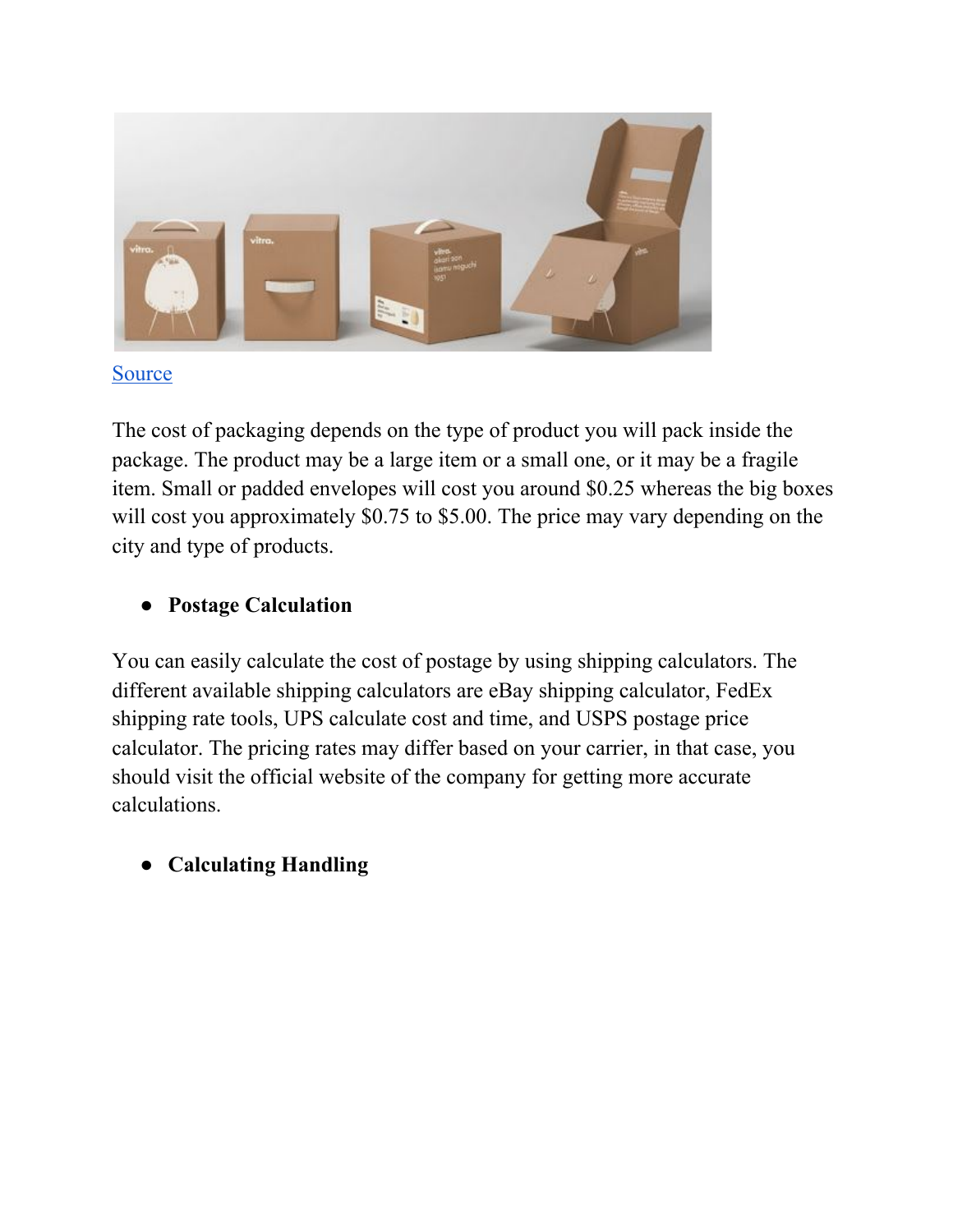Source

The cost of packaging depends on the type of product you will pack inside the package. The product may be a large item or a small one, or it may be a fragile item. Small or padded envelopes will cost you around $0.25 whereas the big boxes will cost you approximately $0.75 to $5.00. The price may vary depending on the city and type of products.

- **Postage Calculation**

You can easily calculate the cost of postage by using shipping calculators. The different available shipping calculators are eBay shipping calculator, FedEx shipping rate tools, UPS calculate cost and time, and USPS postage price calculator. The pricing rates may differ based on your carrier, in that case, you should visit the official website of the company for getting more accurate calculations.

- **Calculating Handling**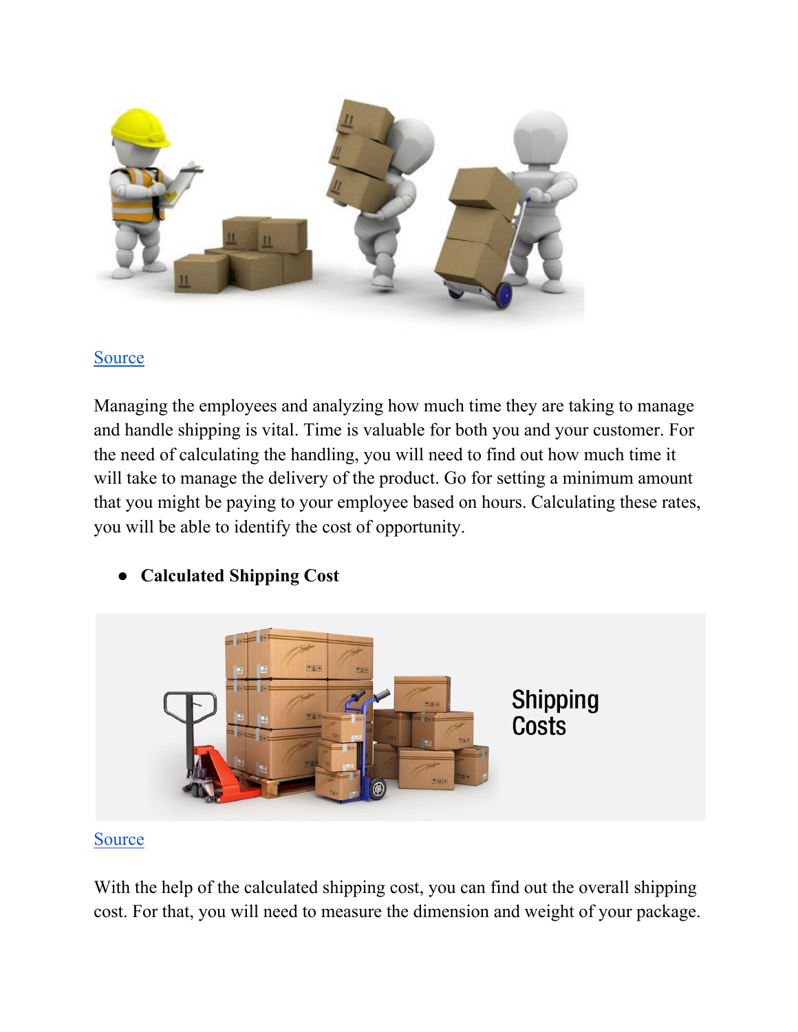Source

Managing the employees and analyzing how much time they are taking to manage and handle shipping is vital. Time is valuable for both you and your customer. For the need of calculating the handling, you will need to find out how much time it will take to manage the delivery of the product. Go for setting a minimum amount that you might be paying to your employee based on hours. Calculating these rates, you will be able to identify the cost of opportunity.

- **Calculated Shipping Cost**

Source

With the help of the calculated shipping cost, you can find out the overall shipping cost. For that, you will need to measure the dimension and weight of your package.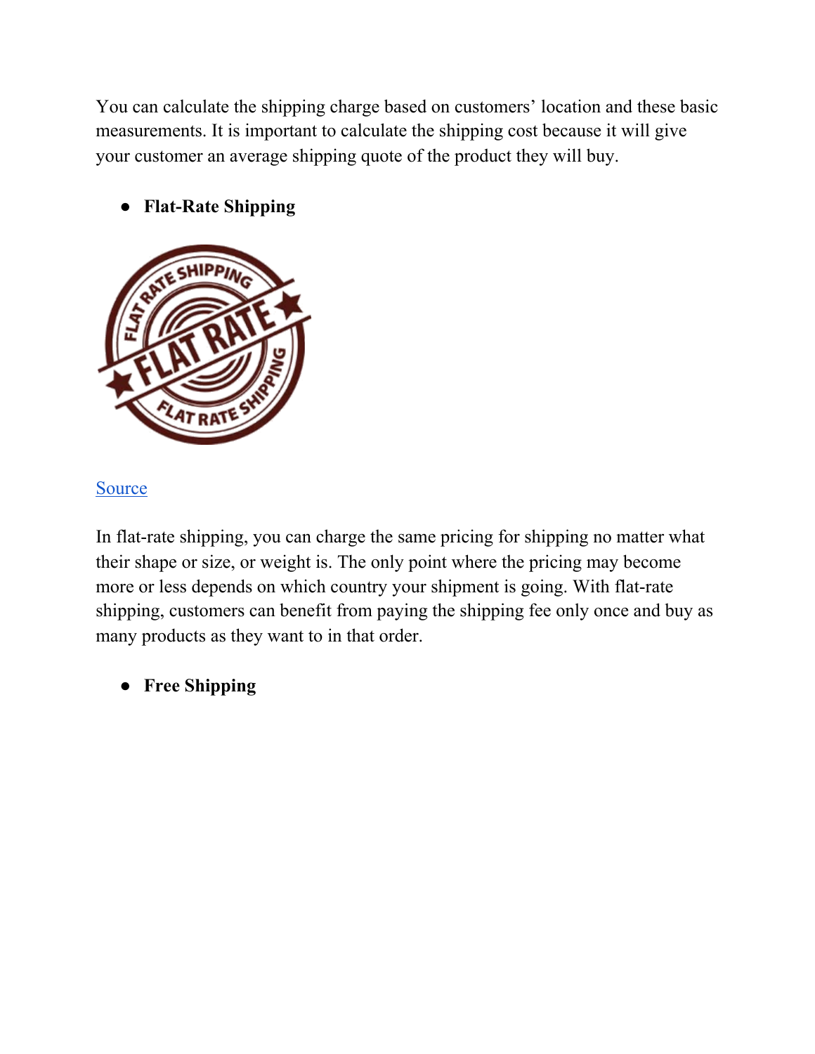You can calculate the shipping charge based on customers' location and these basic measurements. It is important to calculate the shipping cost because it will give your customer an average shipping quote of the product they will buy.

- **Flat-Rate Shipping**

[Source]

In flat-rate shipping, you can charge the same pricing for shipping no matter what their shape or size, or weight is. The only point where the pricing may become more or less depends on which country your shipment is going. With flat-rate shipping, customers can benefit from paying the shipping fee only once and buy as many products as they want to in that order.

- **Free Shipping**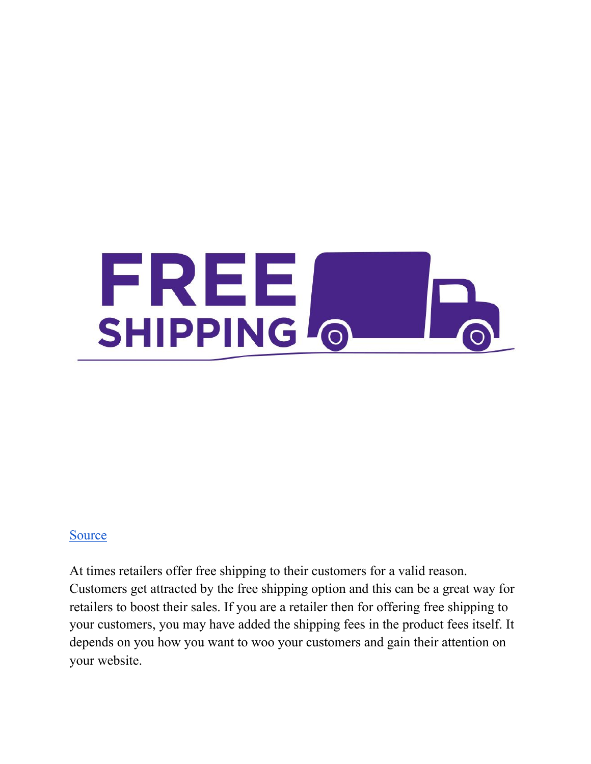Source

At times retailers offer free shipping to their customers for a valid reason. Customers get attracted by the free shipping option and this can be a great way for retailers to boost their sales. If you are a retailer then for offering free shipping to your customers, you may have added the shipping fees in the product fees itself. It depends on you how you want to woo your customers and gain their attention on your website.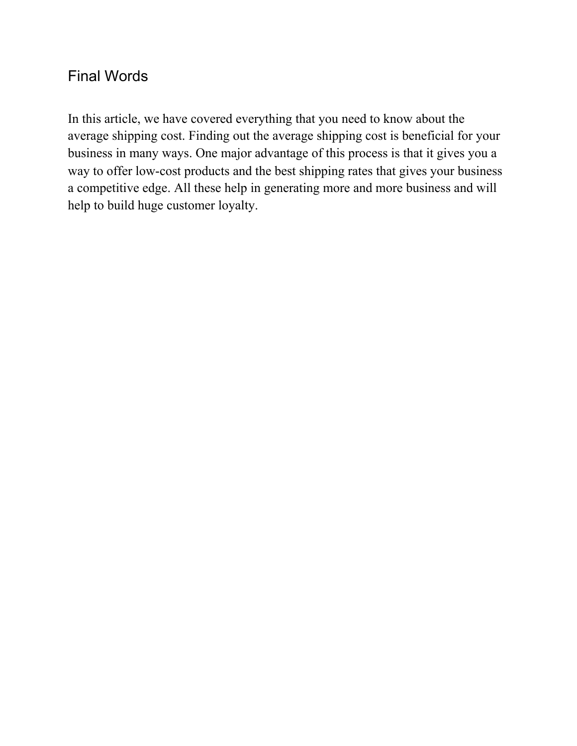## Final Words

In this article, we have covered everything that you need to know about the average shipping cost. Finding out the average shipping cost is beneficial for your business in many ways. One major advantage of this process is that it gives you a way to offer low-cost products and the best shipping rates that gives your business a competitive edge. All these help in generating more and more business and will help to build huge customer loyalty.